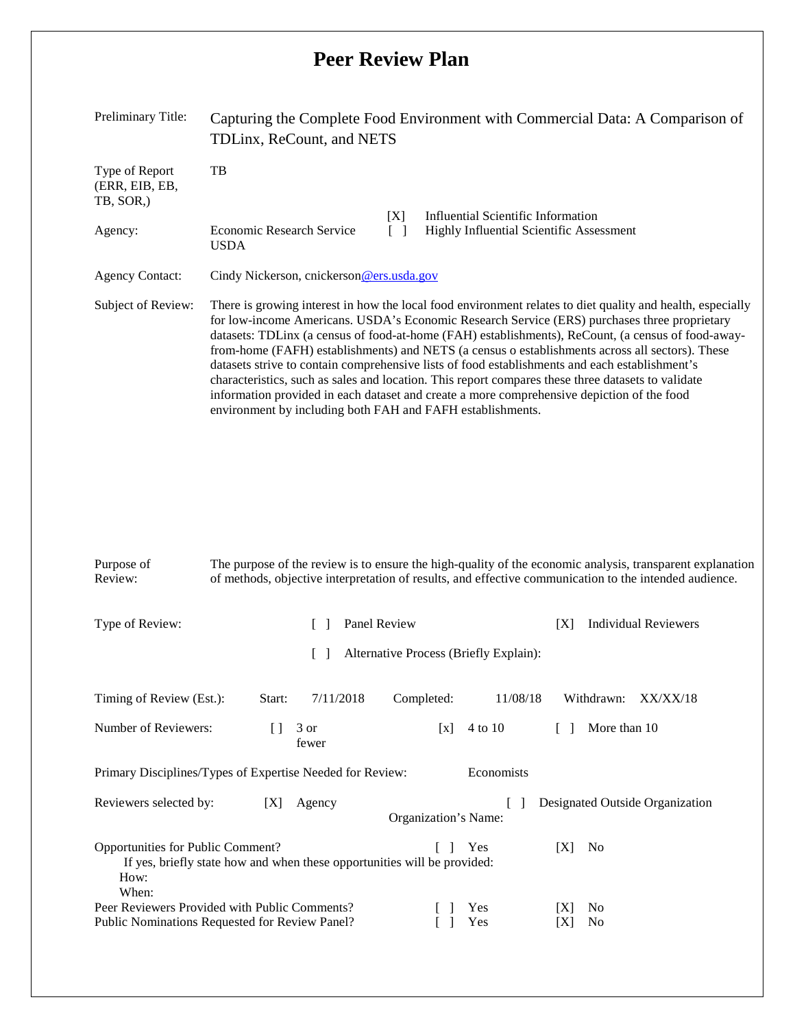# Peer Review Plan

| | |
|---|---|
| Preliminary Title: | Capturing the Complete Food Environment with Commercial Data: A Comparison of TDLinx, ReCount, and NETS |
| Type of Report (ERR, EIB, EB, TB, SOR,) | TB |
| Agency: | Economic Research Service USDA |
| | [X] Influential Scientific Information |
| | [ ] Highly Influential Scientific Assessment |
| Agency Contact: | Cindy Nickerson, cnickerson@ers.usda.gov |
| Subject of Review: | There is growing interest in how the local food environment relates to diet quality and health, especially for low-income Americans. USDA's Economic Research Service (ERS) purchases three proprietary datasets: TDLinx (a census of food-at-home (FAH) establishments), ReCount, (a census of food-away-from-home (FAFH) establishments) and NETS (a census o establishments across all sectors). These datasets strive to contain comprehensive lists of food establishments and each establishment's characteristics, such as sales and location. This report compares these three datasets to validate information provided in each dataset and create a more comprehensive depiction of the food environment by including both FAH and FAFH establishments. |
| Purpose of Review: | The purpose of the review is to ensure the high-quality of the economic analysis, transparent explanation of methods, objective interpretation of results, and effective communication to the intended audience. |

Type of Review: [ ] Panel Review [X] Individual Reviewers

[ ] Alternative Process (Briefly Explain):

Timing of Review (Est.): Start: 7/11/2018 Completed: 11/08/18 Withdrawn: XX/XX/18

Number of Reviewers: [ ] 3 or fewer [x] 4 to 10 [ ] More than 10

Primary Disciplines/Types of Expertise Needed for Review: Economists

Reviewers selected by: [X] Agency [ ] Designated Outside Organization

Organization's Name:

Opportunities for Public Comment? [ ] Yes [X] No

If yes, briefly state how and when these opportunities will be provided:

How:

When:

Peer Reviewers Provided with Public Comments? [ ] Yes [X] No

Public Nominations Requested for Review Panel? [ ] Yes [X] No